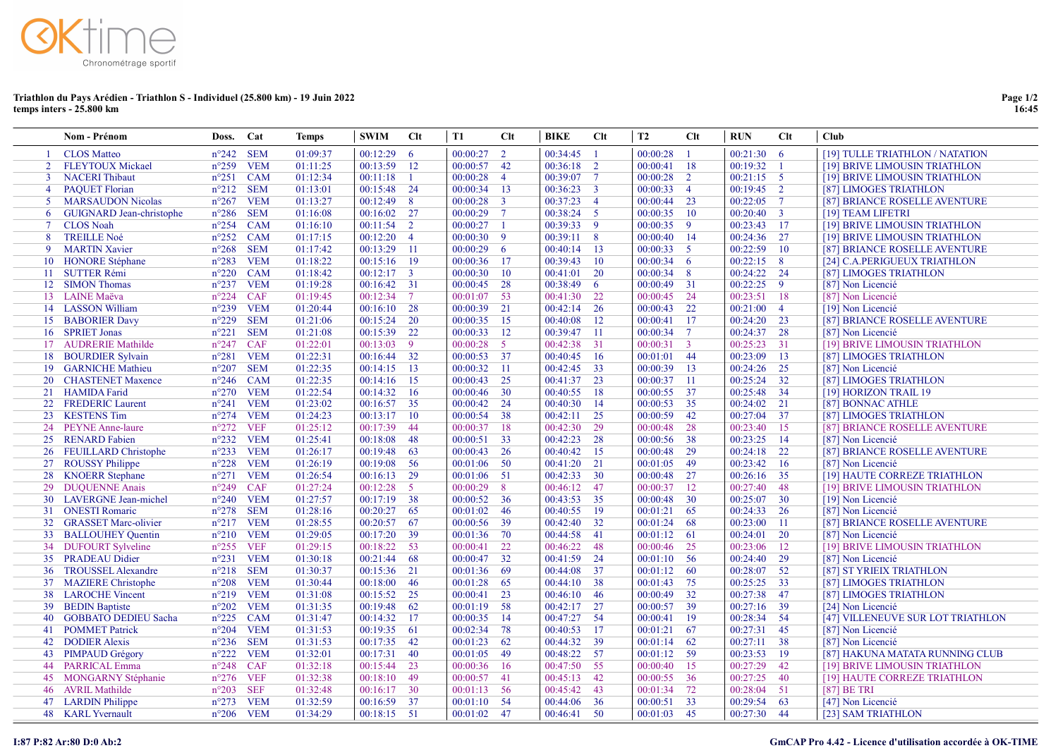**Triathlon du Pays Arédien - Triathlon S - Individuel (25.800 km) - 19 Juin 2022**
**temps inters - 25.800 km**

| | Nom - Prénom | Doss. | Cat | Temps | SWIM | Clt | T1 | Clt | BIKE | Clt | T2 | Clt | RUN | Clt | Club |
|---|---|---|---|---|---|---|---|---|---|---|---|---|---|---|---|
| 1 | CLOS Matteo | n°242 | SEM | 01:09:37 | 00:12:29 | 6 | 00:00:27 | 2 | 00:34:45 | 1 | 00:00:28 | 1 | 00:21:30 | 6 | [19] TULLE TRIATHLON / NATATION |
| 2 | FLEYTOUX Mickael | n°259 | VEM | 01:11:25 | 00:13:59 | 12 | 00:00:57 | 42 | 00:36:18 | 2 | 00:00:41 | 18 | 00:19:32 | 1 | [19] BRIVE LIMOUSIN TRIATHLON |
| 3 | NACERI Thibaut | n°251 | CAM | 01:12:34 | 00:11:18 | 1 | 00:00:28 | 4 | 00:39:07 | 7 | 00:00:28 | 2 | 00:21:15 | 5 | [19] BRIVE LIMOUSIN TRIATHLON |
| 4 | PAQUET Florian | n°212 | SEM | 01:13:01 | 00:15:48 | 24 | 00:00:34 | 13 | 00:36:23 | 3 | 00:00:33 | 4 | 00:19:45 | 2 | [87] LIMOGES TRIATHLON |
| 5 | MARSAUDON Nicolas | n°267 | VEM | 01:13:27 | 00:12:49 | 8 | 00:00:28 | 3 | 00:37:23 | 4 | 00:00:44 | 23 | 00:22:05 | 7 | [87] BRIANCE ROSELLE AVENTURE |
| 6 | GUIGNARD Jean-christophe | n°286 | SEM | 01:16:08 | 00:16:02 | 27 | 00:00:29 | 7 | 00:38:24 | 5 | 00:00:35 | 10 | 00:20:40 | 3 | [19] TEAM LIFETRI |
| 7 | CLOS Noah | n°254 | CAM | 01:16:10 | 00:11:54 | 2 | 00:00:27 | 1 | 00:39:33 | 9 | 00:00:35 | 9 | 00:23:43 | 17 | [19] BRIVE LIMOUSIN TRIATHLON |
| 8 | TREILLE Noé | n°252 | CAM | 01:17:15 | 00:12:20 | 4 | 00:00:30 | 9 | 00:39:11 | 8 | 00:00:40 | 14 | 00:24:36 | 27 | [19] BRIVE LIMOUSIN TRIATHLON |
| 9 | MARTIN Xavier | n°268 | SEM | 01:17:42 | 00:13:29 | 11 | 00:00:29 | 6 | 00:40:14 | 13 | 00:00:33 | 5 | 00:22:59 | 10 | [87] BRIANCE ROSELLE AVENTURE |
| 10 | HONORE Stéphane | n°283 | VEM | 01:18:22 | 00:15:16 | 19 | 00:00:36 | 17 | 00:39:43 | 10 | 00:00:34 | 6 | 00:22:15 | 8 | [24] C.A.PERIGUEUX TRIATHLON |
| 11 | SUTTER Rémi | n°220 | CAM | 01:18:42 | 00:12:17 | 3 | 00:00:30 | 10 | 00:41:01 | 20 | 00:00:34 | 8 | 00:24:22 | 24 | [87] LIMOGES TRIATHLON |
| 12 | SIMON Thomas | n°237 | VEM | 01:19:28 | 00:16:42 | 31 | 00:00:45 | 28 | 00:38:49 | 6 | 00:00:49 | 31 | 00:22:25 | 9 | [87] Non Licencié |
| 13 | LAINE Maëva | n°224 | CAF | 01:19:45 | 00:12:34 | 7 | 00:01:07 | 53 | 00:41:30 | 22 | 00:00:45 | 24 | 00:23:51 | 18 | [87] Non Licencié |
| 14 | LASSON William | n°239 | VEM | 01:20:44 | 00:16:10 | 28 | 00:00:39 | 21 | 00:42:14 | 26 | 00:00:43 | 22 | 00:21:00 | 4 | [19] Non Licencié |
| 15 | BABORIER Davy | n°229 | SEM | 01:21:06 | 00:15:24 | 20 | 00:00:35 | 15 | 00:40:08 | 12 | 00:00:41 | 17 | 00:24:20 | 23 | [87] BRIANCE ROSELLE AVENTURE |
| 16 | SPRIET Jonas | n°221 | SEM | 01:21:08 | 00:15:39 | 22 | 00:00:33 | 12 | 00:39:47 | 11 | 00:00:34 | 7 | 00:24:37 | 28 | [87] Non Licencié |
| 17 | AUDRERIE Mathilde | n°247 | CAF | 01:22:01 | 00:13:03 | 9 | 00:00:28 | 5 | 00:42:38 | 31 | 00:00:31 | 3 | 00:25:23 | 31 | [19] BRIVE LIMOUSIN TRIATHLON |
| 18 | BOURDIER Sylvain | n°281 | VEM | 01:22:31 | 00:16:44 | 32 | 00:00:53 | 37 | 00:40:45 | 16 | 00:01:01 | 44 | 00:23:09 | 13 | [87] LIMOGES TRIATHLON |
| 19 | GARNICHE Mathieu | n°207 | SEM | 01:22:35 | 00:14:15 | 13 | 00:00:32 | 11 | 00:42:45 | 33 | 00:00:39 | 13 | 00:24:26 | 25 | [87] Non Licencié |
| 20 | CHASTENET Maxence | n°246 | CAM | 01:22:35 | 00:14:16 | 15 | 00:00:43 | 25 | 00:41:37 | 23 | 00:00:37 | 11 | 00:25:24 | 32 | [87] LIMOGES TRIATHLON |
| 21 | HAMIDA Farid | n°270 | VEM | 01:22:54 | 00:14:32 | 16 | 00:00:46 | 30 | 00:40:55 | 18 | 00:00:55 | 37 | 00:25:48 | 34 | [19] HORIZON TRAIL 19 |
| 22 | FREDERIC Laurent | n°241 | VEM | 01:23:02 | 00:16:57 | 35 | 00:00:42 | 24 | 00:40:30 | 14 | 00:00:53 | 35 | 00:24:02 | 21 | [87] BONNAC ATHLE |
| 23 | KESTENS Tim | n°274 | VEM | 01:24:23 | 00:13:17 | 10 | 00:00:54 | 38 | 00:42:11 | 25 | 00:00:59 | 42 | 00:27:04 | 37 | [87] LIMOGES TRIATHLON |
| 24 | PEYNE Anne-laure | n°272 | VEF | 01:25:12 | 00:17:39 | 44 | 00:00:37 | 18 | 00:42:30 | 29 | 00:00:48 | 28 | 00:23:40 | 15 | [87] BRIANCE ROSELLE AVENTURE |
| 25 | RENARD Fabien | n°232 | VEM | 01:25:41 | 00:18:08 | 48 | 00:00:51 | 33 | 00:42:23 | 28 | 00:00:56 | 38 | 00:23:25 | 14 | [87] Non Licencié |
| 26 | FEUILLARD Christophe | n°233 | VEM | 01:26:17 | 00:19:48 | 63 | 00:00:43 | 26 | 00:40:42 | 15 | 00:00:48 | 29 | 00:24:18 | 22 | [87] BRIANCE ROSELLE AVENTURE |
| 27 | ROUSSY Philippe | n°228 | VEM | 01:26:19 | 00:19:08 | 56 | 00:01:06 | 50 | 00:41:20 | 21 | 00:01:05 | 49 | 00:23:42 | 16 | [87] Non Licencié |
| 28 | KNOERR Stephane | n°271 | VEM | 01:26:54 | 00:16:13 | 29 | 00:01:06 | 51 | 00:42:33 | 30 | 00:00:48 | 27 | 00:26:16 | 35 | [19] HAUTE CORREZE TRIATHLON |
| 29 | DUQUENNE Anais | n°249 | CAF | 01:27:24 | 00:12:28 | 5 | 00:00:29 | 8 | 00:46:12 | 47 | 00:00:37 | 12 | 00:27:40 | 48 | [19] BRIVE LIMOUSIN TRIATHLON |
| 30 | LAVERGNE Jean-michel | n°240 | VEM | 01:27:57 | 00:17:19 | 38 | 00:00:52 | 36 | 00:43:53 | 35 | 00:00:48 | 30 | 00:25:07 | 30 | [19] Non Licencié |
| 31 | ONESTI Romaric | n°278 | SEM | 01:28:16 | 00:20:27 | 65 | 00:01:02 | 46 | 00:40:55 | 19 | 00:01:21 | 65 | 00:24:33 | 26 | [87] Non Licencié |
| 32 | GRASSET Marc-olivier | n°217 | VEM | 01:28:55 | 00:20:57 | 67 | 00:00:56 | 39 | 00:42:40 | 32 | 00:01:24 | 68 | 00:23:00 | 11 | [87] BRIANCE ROSELLE AVENTURE |
| 33 | BALLOUHEY Quentin | n°210 | VEM | 01:29:05 | 00:17:20 | 39 | 00:01:36 | 70 | 00:44:58 | 41 | 00:01:12 | 61 | 00:24:01 | 20 | [87] Non Licencié |
| 34 | DUFOURT Sylveline | n°255 | VEF | 01:29:15 | 00:18:22 | 53 | 00:00:41 | 22 | 00:46:22 | 48 | 00:00:46 | 25 | 00:23:06 | 12 | [19] BRIVE LIMOUSIN TRIATHLON |
| 35 | PRADEAU Didier | n°231 | VEM | 01:30:18 | 00:21:44 | 68 | 00:00:47 | 32 | 00:41:59 | 24 | 00:01:10 | 56 | 00:24:40 | 29 | [87] Non Licencié |
| 36 | TROUSSEL Alexandre | n°218 | SEM | 01:30:37 | 00:15:36 | 21 | 00:01:36 | 69 | 00:44:08 | 37 | 00:01:12 | 60 | 00:28:07 | 52 | [87] ST YRIEIX TRIATHLON |
| 37 | MAZIERE Christophe | n°208 | VEM | 01:30:44 | 00:18:00 | 46 | 00:01:28 | 65 | 00:44:10 | 38 | 00:01:43 | 75 | 00:25:25 | 33 | [87] LIMOGES TRIATHLON |
| 38 | LAROCHE Vincent | n°219 | VEM | 01:31:08 | 00:15:52 | 25 | 00:00:41 | 23 | 00:46:10 | 46 | 00:00:49 | 32 | 00:27:38 | 47 | [87] LIMOGES TRIATHLON |
| 39 | BEDIN Baptiste | n°202 | VEM | 01:31:35 | 00:19:48 | 62 | 00:01:19 | 58 | 00:42:17 | 27 | 00:00:57 | 39 | 00:27:16 | 39 | [24] Non Licencié |
| 40 | GOBBATO DEDIEU Sacha | n°225 | CAM | 01:31:47 | 00:14:32 | 17 | 00:00:35 | 14 | 00:47:27 | 54 | 00:00:41 | 19 | 00:28:34 | 54 | [47] VILLENEUVE SUR LOT TRIATHLON |
| 41 | POMMET Patrick | n°204 | VEM | 01:31:53 | 00:19:35 | 61 | 00:02:34 | 78 | 00:40:53 | 17 | 00:01:21 | 67 | 00:27:31 | 45 | [87] Non Licencié |
| 42 | DODIER Alexis | n°236 | SEM | 01:31:53 | 00:17:35 | 42 | 00:01:23 | 62 | 00:44:32 | 39 | 00:01:14 | 62 | 00:27:11 | 38 | [87] Non Licencié |
| 43 | PIMPAUD Grégory | n°222 | VEM | 01:32:01 | 00:17:31 | 40 | 00:01:05 | 49 | 00:48:22 | 57 | 00:01:12 | 59 | 00:23:53 | 19 | [87] HAKUNA MATATA RUNNING CLUB |
| 44 | PARRICAL Emma | n°248 | CAF | 01:32:18 | 00:15:44 | 23 | 00:00:36 | 16 | 00:47:50 | 55 | 00:00:40 | 15 | 00:27:29 | 42 | [19] BRIVE LIMOUSIN TRIATHLON |
| 45 | MONGARNY Stéphanie | n°276 | VEF | 01:32:38 | 00:18:10 | 49 | 00:00:57 | 41 | 00:45:13 | 42 | 00:00:55 | 36 | 00:27:25 | 40 | [19] HAUTE CORREZE TRIATHLON |
| 46 | AVRIL Mathilde | n°203 | SEF | 01:32:48 | 00:16:17 | 30 | 00:01:13 | 56 | 00:45:42 | 43 | 00:01:34 | 72 | 00:28:04 | 51 | [87] BE TRI |
| 47 | LARDIN Philippe | n°273 | VEM | 01:32:59 | 00:16:59 | 37 | 00:01:10 | 54 | 00:44:06 | 36 | 00:00:51 | 33 | 00:29:54 | 63 | [47] Non Licencié |
| 48 | KARL Yvernault | n°206 | VEM | 01:34:29 | 00:18:15 | 51 | 00:01:02 | 47 | 00:46:41 | 50 | 00:01:03 | 45 | 00:27:30 | 44 | [23] SAM TRIATHLON |

I:87 P:82 Ar:80 D:0 Ab:2

GmCAP Pro 4.42 - Licence d'utilisation accordée à OK-TIME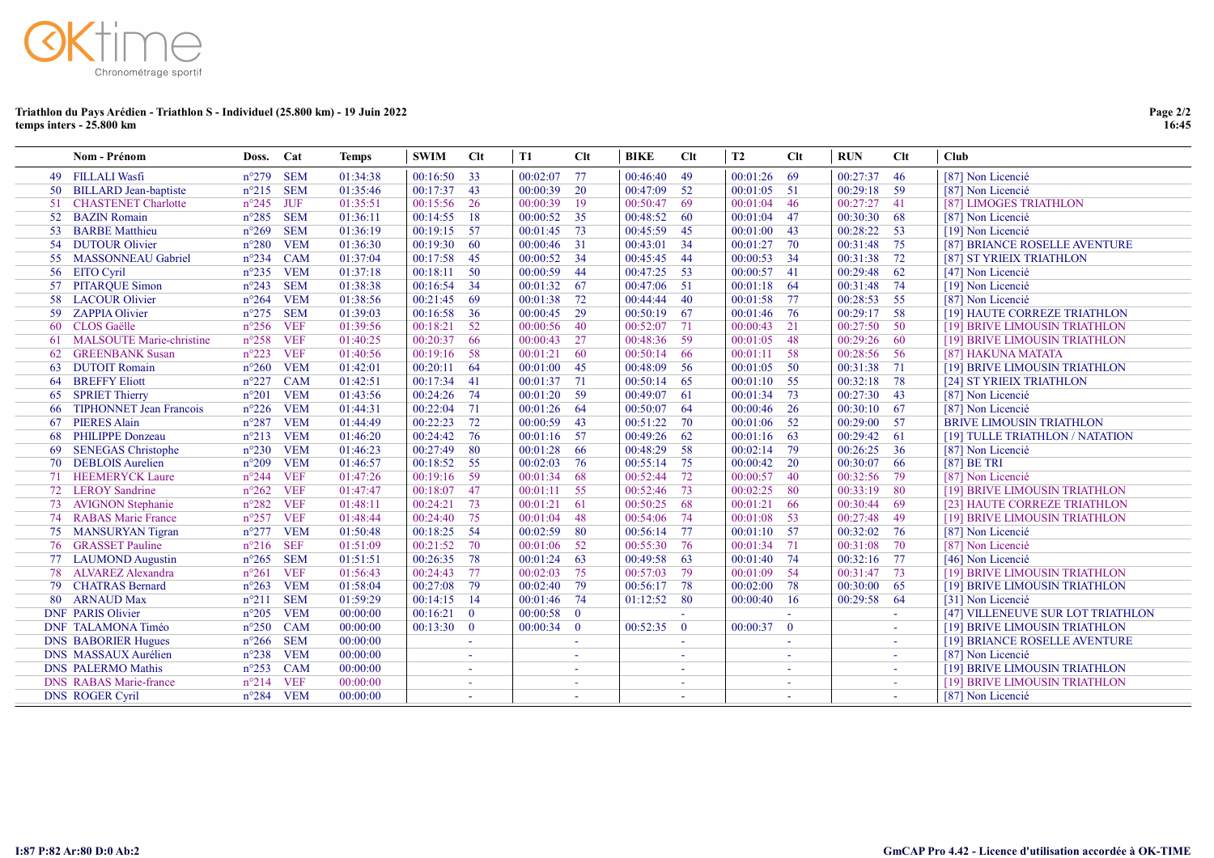**Triathlon du Pays Arédien - Triathlon S - Individuel (25.800 km) - 19 Juin 2022**
**temps inters - 25.800 km**

| | Nom - Prénom | Doss. | Cat | Temps | SWIM | Clt | T1 | Clt | BIKE | Clt | T2 | Clt | RUN | Clt | Club |
|---|---|---|---|---|---|---|---|---|---|---|---|---|---|---|---|
| 49 | FILLALI Wasfi | n°279 | SEM | 01:34:38 | 00:16:50 | 33 | 00:02:07 | 77 | 00:46:40 | 49 | 00:01:26 | 69 | 00:27:37 | 46 | [87] Non Licencié |
| 50 | BILLARD Jean-baptiste | n°215 | SEM | 01:35:46 | 00:17:37 | 43 | 00:00:39 | 20 | 00:47:09 | 52 | 00:01:05 | 51 | 00:29:18 | 59 | [87] Non Licencié |
| 51 | CHASTENET Charlotte | n°245 | JUF | 01:35:51 | 00:15:56 | 26 | 00:00:39 | 19 | 00:50:47 | 69 | 00:01:04 | 46 | 00:27:27 | 41 | [87] LIMOGES TRIATHLON |
| 52 | BAZIN Romain | n°285 | SEM | 01:36:11 | 00:14:55 | 18 | 00:00:52 | 35 | 00:48:52 | 60 | 00:01:04 | 47 | 00:30:30 | 68 | [87] Non Licencié |
| 53 | BARBE Matthieu | n°269 | SEM | 01:36:19 | 00:19:15 | 57 | 00:01:45 | 73 | 00:45:59 | 45 | 00:01:00 | 43 | 00:28:22 | 53 | [19] Non Licencié |
| 54 | DUTOUR Olivier | n°280 | VEM | 01:36:30 | 00:19:30 | 60 | 00:00:46 | 31 | 00:43:01 | 34 | 00:01:27 | 70 | 00:31:48 | 75 | [87] BRIANCE ROSELLE AVENTURE |
| 55 | MASSONNEAU Gabriel | n°234 | CAM | 01:37:04 | 00:17:58 | 45 | 00:00:52 | 34 | 00:45:45 | 44 | 00:00:53 | 34 | 00:31:38 | 72 | [87] ST YRIEIX TRIATHLON |
| 56 | EITO Cyril | n°235 | VEM | 01:37:18 | 00:18:11 | 50 | 00:00:59 | 44 | 00:47:25 | 53 | 00:00:57 | 41 | 00:29:48 | 62 | [47] Non Licencié |
| 57 | PITARQUE Simon | n°243 | SEM | 01:38:38 | 00:16:54 | 34 | 00:01:32 | 67 | 00:47:06 | 51 | 00:01:18 | 64 | 00:31:48 | 74 | [19] Non Licencié |
| 58 | LACOUR Olivier | n°264 | VEM | 01:38:56 | 00:21:45 | 69 | 00:01:38 | 72 | 00:44:44 | 40 | 00:01:58 | 77 | 00:28:53 | 55 | [87] Non Licencié |
| 59 | ZAPPIA Olivier | n°275 | SEM | 01:39:03 | 00:16:58 | 36 | 00:00:45 | 29 | 00:50:19 | 67 | 00:01:46 | 76 | 00:29:17 | 58 | [19] HAUTE CORREZE TRIATHLON |
| 60 | CLOS Gaëlle | n°256 | VEF | 01:39:56 | 00:18:21 | 52 | 00:00:56 | 40 | 00:52:07 | 71 | 00:00:43 | 21 | 00:27:50 | 50 | [19] BRIVE LIMOUSIN TRIATHLON |
| 61 | MALSOUTE Marie-christine | n°258 | VEF | 01:40:25 | 00:20:37 | 66 | 00:00:43 | 27 | 00:48:36 | 59 | 00:01:05 | 48 | 00:29:26 | 60 | [19] BRIVE LIMOUSIN TRIATHLON |
| 62 | GREENBANK Susan | n°223 | VEF | 01:40:56 | 00:19:16 | 58 | 00:01:21 | 60 | 00:50:14 | 66 | 00:01:11 | 58 | 00:28:56 | 56 | [87] HAKUNA MATATA |
| 63 | DUTOIT Romain | n°260 | VEM | 01:42:01 | 00:20:11 | 64 | 00:01:00 | 45 | 00:48:09 | 56 | 00:01:05 | 50 | 00:31:38 | 71 | [19] BRIVE LIMOUSIN TRIATHLON |
| 64 | BREFFY Eliott | n°227 | CAM | 01:42:51 | 00:17:34 | 41 | 00:01:37 | 71 | 00:50:14 | 65 | 00:01:10 | 55 | 00:32:18 | 78 | [24] ST YRIEIX TRIATHLON |
| 65 | SPRIET Thierry | n°201 | VEM | 01:43:56 | 00:24:26 | 74 | 00:01:20 | 59 | 00:49:07 | 61 | 00:01:34 | 73 | 00:27:30 | 43 | [87] Non Licencié |
| 66 | TIPHONNET Jean Francois | n°226 | VEM | 01:44:31 | 00:22:04 | 71 | 00:01:26 | 64 | 00:50:07 | 64 | 00:00:46 | 26 | 00:30:10 | 67 | [87] Non Licencié |
| 67 | PIERES Alain | n°287 | VEM | 01:44:49 | 00:22:23 | 72 | 00:00:59 | 43 | 00:51:22 | 70 | 00:01:06 | 52 | 00:29:00 | 57 | BRIVE LIMOUSIN TRIATHLON |
| 68 | PHILIPPE Donzeau | n°213 | VEM | 01:46:20 | 00:24:42 | 76 | 00:01:16 | 57 | 00:49:26 | 62 | 00:01:16 | 63 | 00:29:42 | 61 | [19] TULLE TRIATHLON / NATATION |
| 69 | SENEGAS Christophe | n°230 | VEM | 01:46:23 | 00:27:49 | 80 | 00:01:28 | 66 | 00:48:29 | 58 | 00:02:14 | 79 | 00:26:25 | 36 | [87] Non Licencié |
| 70 | DEBLOIS Aurelien | n°209 | VEM | 01:46:57 | 00:18:52 | 55 | 00:02:03 | 76 | 00:55:14 | 75 | 00:00:42 | 20 | 00:30:07 | 66 | [87] BE TRI |
| 71 | HEEMERYCK Laure | n°244 | VEF | 01:47:26 | 00:19:16 | 59 | 00:01:34 | 68 | 00:52:44 | 72 | 00:00:57 | 40 | 00:32:56 | 79 | [87] Non Licencié |
| 72 | LEROY Sandrine | n°262 | VEF | 01:47:47 | 00:18:07 | 47 | 00:01:11 | 55 | 00:52:46 | 73 | 00:02:25 | 80 | 00:33:19 | 80 | [19] BRIVE LIMOUSIN TRIATHLON |
| 73 | AVIGNON Stephanie | n°282 | VEF | 01:48:11 | 00:24:21 | 73 | 00:01:21 | 61 | 00:50:25 | 68 | 00:01:21 | 66 | 00:30:44 | 69 | [23] HAUTE CORREZE TRIATHLON |
| 74 | RABAS Marie France | n°257 | VEF | 01:48:44 | 00:24:40 | 75 | 00:01:04 | 48 | 00:54:06 | 74 | 00:01:08 | 53 | 00:27:48 | 49 | [19] BRIVE LIMOUSIN TRIATHLON |
| 75 | MANSURYAN Tigran | n°277 | VEM | 01:50:48 | 00:18:25 | 54 | 00:02:59 | 80 | 00:56:14 | 77 | 00:01:10 | 57 | 00:32:02 | 76 | [87] Non Licencié |
| 76 | GRASSET Pauline | n°216 | SEF | 01:51:09 | 00:21:52 | 70 | 00:01:06 | 52 | 00:55:30 | 76 | 00:01:34 | 71 | 00:31:08 | 70 | [87] Non Licencié |
| 77 | LAUMOND Augustin | n°265 | SEM | 01:51:51 | 00:26:35 | 78 | 00:01:24 | 63 | 00:49:58 | 63 | 00:01:40 | 74 | 00:32:16 | 77 | [46] Non Licencié |
| 78 | ALVAREZ Alexandra | n°261 | VEF | 01:56:43 | 00:24:43 | 77 | 00:02:03 | 75 | 00:57:03 | 79 | 00:01:09 | 54 | 00:31:47 | 73 | [19] BRIVE LIMOUSIN TRIATHLON |
| 79 | CHATRAS Bernard | n°263 | VEM | 01:58:04 | 00:27:08 | 79 | 00:02:40 | 79 | 00:56:17 | 78 | 00:02:00 | 78 | 00:30:00 | 65 | [19] BRIVE LIMOUSIN TRIATHLON |
| 80 | ARNAUD Max | n°211 | SEM | 01:59:29 | 00:14:15 | 14 | 00:01:46 | 74 | 01:12:52 | 80 | 00:00:40 | 16 | 00:29:58 | 64 | [31] Non Licencié |
| DNF | PARIS Olivier | n°205 | VEM | 00:00:00 | 00:16:21 | 0 | 00:00:58 | 0 | | - | | - | | - | [47] VILLENEUVE SUR LOT TRIATHLON |
| DNF | TALAMONA Timéo | n°250 | CAM | 00:00:00 | 00:13:30 | 0 | 00:00:34 | 0 | 00:52:35 | 0 | 00:00:37 | 0 | | - | [19] BRIVE LIMOUSIN TRIATHLON |
| DNS | BABORIER Hugues | n°266 | SEM | 00:00:00 | | - | | - | | - | | - | | - | [19] BRIANCE ROSELLE AVENTURE |
| DNS | MASSAUX Aurélien | n°238 | VEM | 00:00:00 | | - | | - | | - | | - | | - | [87] Non Licencié |
| DNS | PALERMO Mathis | n°253 | CAM | 00:00:00 | | - | | - | | - | | - | | - | [19] BRIVE LIMOUSIN TRIATHLON |
| DNS | RABAS Marie-france | n°214 | VEF | 00:00:00 | | - | | - | | - | | - | | - | [19] BRIVE LIMOUSIN TRIATHLON |
| DNS | ROGER Cyril | n°284 | VEM | 00:00:00 | | - | | - | | - | | - | | - | [87] Non Licencié |

I:87 P:82 Ar:80 D:0 Ab:2